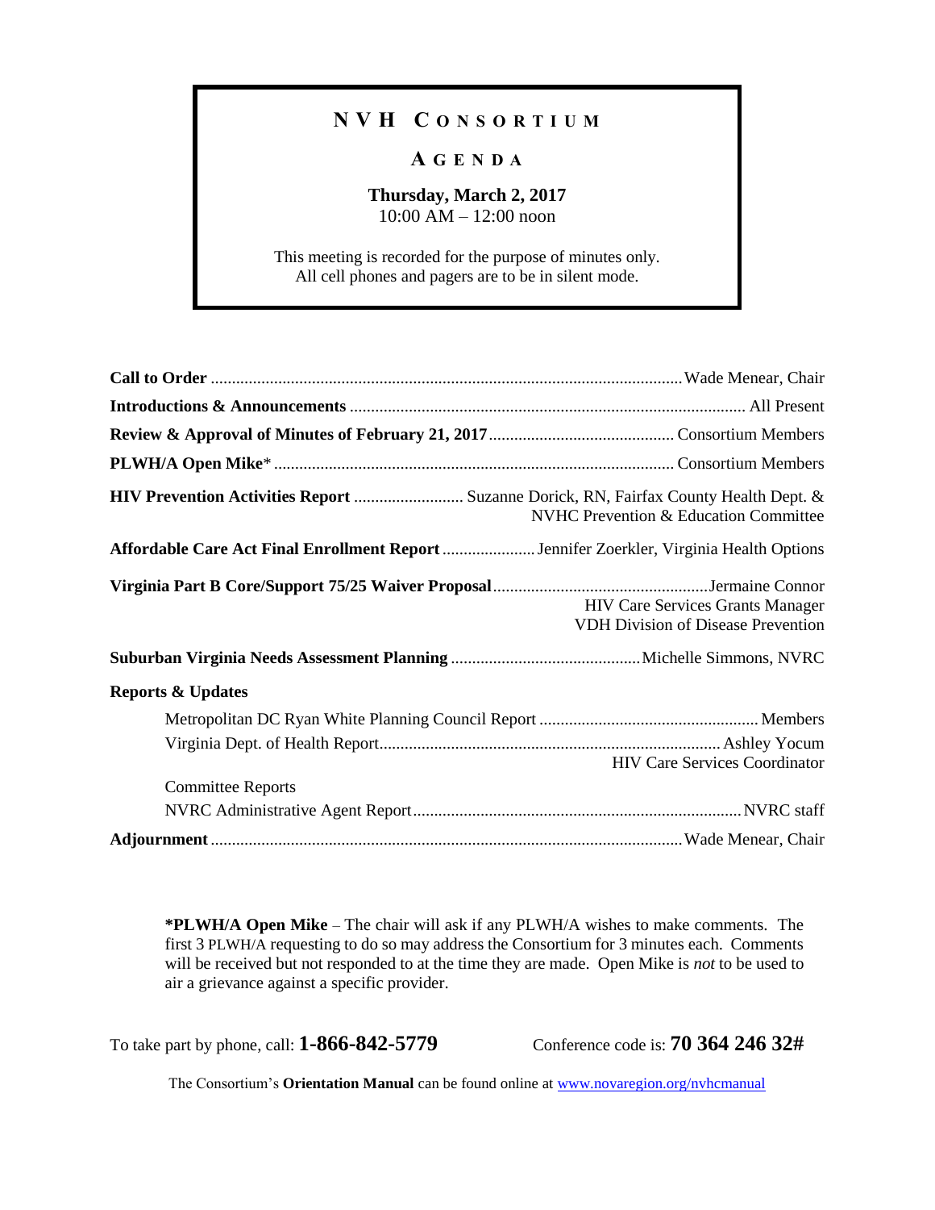# NVH CONSORTIUM

## AGENDA

**Thursday, March 2, 2017**
10:00 AM – 12:00 noon

This meeting is recorded for the purpose of minutes only.
All cell phones and pagers are to be in silent mode.

| | |
|---|---|
| **Call to Order** | Wade Menear, Chair |
| **Introductions & Announcements** | All Present |
| **Review & Approval of Minutes of February 21, 2017** | Consortium Members |
| **PLWH/A Open Mike*** | Consortium Members |
| **HIV Prevention Activities Report** | Suzanne Dorick, RN, Fairfax County Health Dept. & NVHC Prevention & Education Committee |
| **Affordable Care Act Final Enrollment Report** | Jennifer Zoerkler, Virginia Health Options |
| **Virginia Part B Core/Support 75/25 Waiver Proposal** | Jermaine Connor, HIV Care Services Grants Manager, VDH Division of Disease Prevention |
| **Suburban Virginia Needs Assessment Planning** | Michelle Simmons, NVRC |
| **Reports & Updates** | |
| Metropolitan DC Ryan White Planning Council Report | Members |
| Virginia Dept. of Health Report | Ashley Yocum, HIV Care Services Coordinator |
| Committee Reports | |
| NVRC Administrative Agent Report | NVRC staff |
| **Adjournment** | Wade Menear, Chair |

***PLWH/A Open Mike** – The chair will ask if any PLWH/A wishes to make comments. The first 3 PLWH/A requesting to do so may address the Consortium for 3 minutes each. Comments will be received but not responded to at the time they are made. Open Mike is *not* to be used to air a grievance against a specific provider.

To take part by phone, call: **1-866-842-5779** Conference code is: **70 364 246 32#**

The Consortium's **Orientation Manual** can be found online at www.novaregion.org/nvhcmanual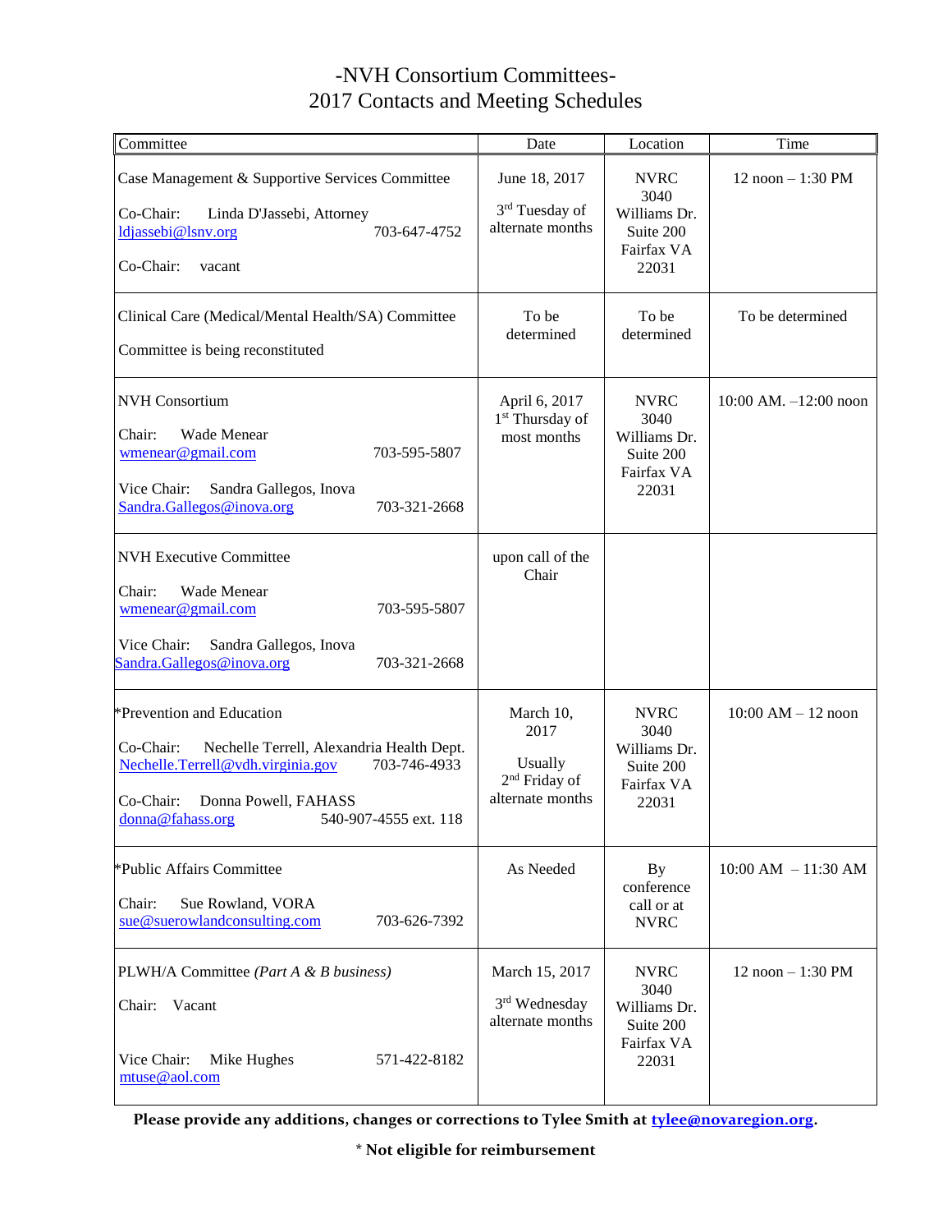# -NVH Consortium Committees-
# 2017 Contacts and Meeting Schedules

| Committee | Date | Location | Time |
|---|---|---|---|
| Case Management & Supportive Services Committee<br><br>Co-Chair: Linda D'Jassebi, Attorney<br>ldjassebi@lsnv.org 703-647-4752<br><br>Co-Chair: vacant | June 18, 2017<br><br>3rd Tuesday of alternate months | NVRC 3040 Williams Dr. Suite 200 Fairfax VA 22031 | 12 noon – 1:30 PM |
| Clinical Care (Medical/Mental Health/SA) Committee<br><br>Committee is being reconstituted | To be determined | To be determined | To be determined |
| NVH Consortium<br><br>Chair: Wade Menear<br>wmenear@gmail.com 703-595-5807<br><br>Vice Chair: Sandra Gallegos, Inova<br>Sandra.Gallegos@inova.org 703-321-2668 | April 6, 2017<br>1st Thursday of most months | NVRC 3040 Williams Dr. Suite 200 Fairfax VA 22031 | 10:00 AM. –12:00 noon |
| NVH Executive Committee<br><br>Chair: Wade Menear<br>wmenear@gmail.com 703-595-5807<br><br>Vice Chair: Sandra Gallegos, Inova<br>Sandra.Gallegos@inova.org 703-321-2668 | upon call of the Chair | | |
| *Prevention and Education<br><br>Co-Chair: Nechelle Terrell, Alexandria Health Dept.<br>Nechelle.Terrell@vdh.virginia.gov 703-746-4933<br><br>Co-Chair: Donna Powell, FAHASS<br>donna@fahass.org 540-907-4555 ext. 118 | March 10, 2017<br><br>Usually 2nd Friday of alternate months | NVRC 3040 Williams Dr. Suite 200 Fairfax VA 22031 | 10:00 AM – 12 noon |
| *Public Affairs Committee<br><br>Chair: Sue Rowland, VORA<br>sue@suerowlandconsulting.com 703-626-7392 | As Needed | By conference call or at NVRC | 10:00 AM – 11:30 AM |
| PLWH/A Committee *(Part A & B business)*<br><br>Chair: Vacant<br><br>Vice Chair: Mike Hughes 571-422-8182<br>mtuse@aol.com | March 15, 2017<br><br>3rd Wednesday alternate months | NVRC 3040 Williams Dr. Suite 200 Fairfax VA 22031 | 12 noon – 1:30 PM |

**Please provide any additions, changes or corrections to Tylee Smith at tylee@novaregion.org.**

\* **Not eligible for reimbursement**